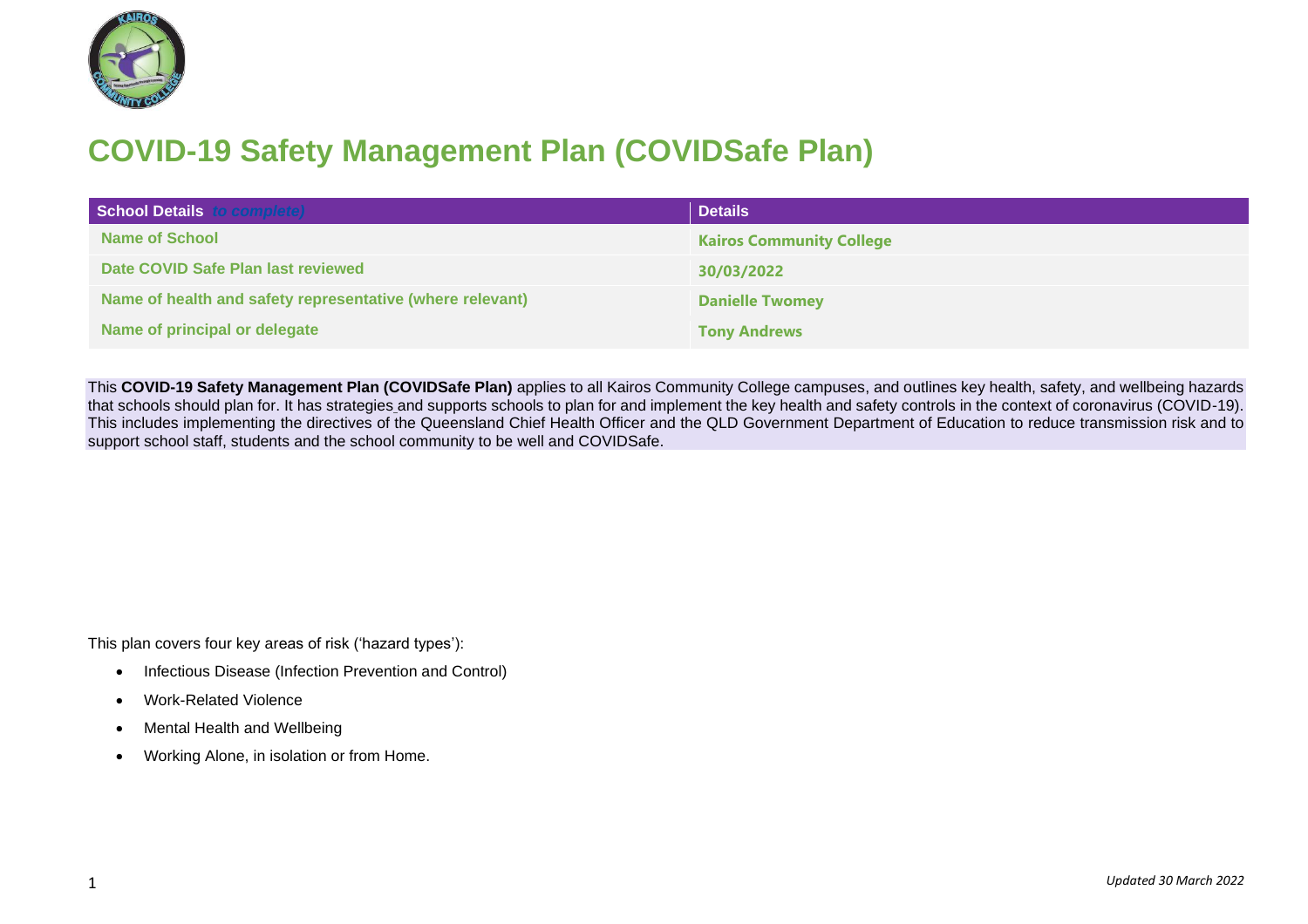# COVID-19 Safety Management Plan (COVIDSafe Plan)

| School Details *to complete)* | Details |
|---|---|
| **Name of School** | **Kairos Community College** |
| **Date COVID Safe Plan last reviewed** | **30/03/2022** |
| **Name of health and safety representative (where relevant)** | **Danielle Twomey** |
| **Name of principal or delegate** | **Tony Andrews** |

This **COVID-19 Safety Management Plan (COVIDSafe Plan)** applies to all Kairos Community College campuses, and outlines key health, safety, and wellbeing hazards that schools should plan for. It has strategies and supports schools to plan for and implement the key health and safety controls in the context of coronavirus (COVID-19). This includes implementing the directives of the Queensland Chief Health Officer and the QLD Government Department of Education to reduce transmission risk and to support school staff, students and the school community to be well and COVIDSafe.

This plan covers four key areas of risk ('hazard types'):

- Infectious Disease (Infection Prevention and Control)
- Work-Related Violence
- Mental Health and Wellbeing
- Working Alone, in isolation or from Home.

*Updated 30 March 2022*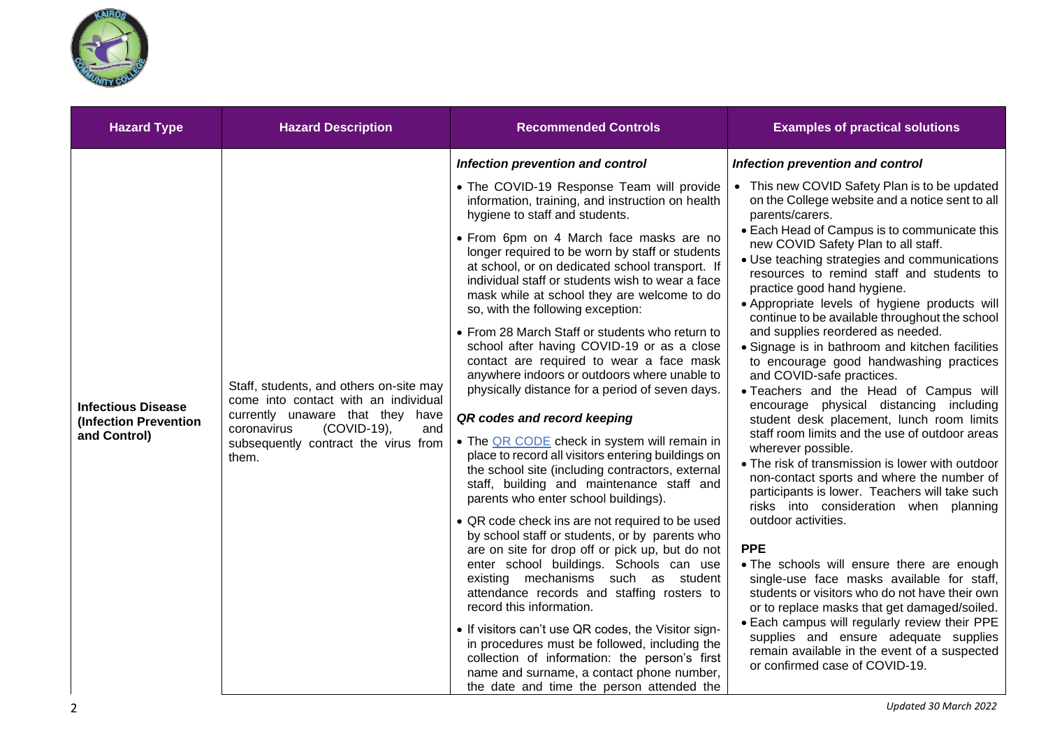| Hazard Type | Hazard Description | Recommended Controls | Examples of practical solutions |
|---|---|---|---|
| **Infectious Disease (Infection Prevention and Control)** | Staff, students, and others on-site may come into contact with an individual currently unaware that they have coronavirus (COVID-19), and subsequently contract the virus from them. | ***Infection prevention and control***<br>• The COVID-19 Response Team will provide information, training, and instruction on health hygiene to staff and students.<br>• From 6pm on 4 March face masks are no longer required to be worn by staff or students at school, or on dedicated school transport. If individual staff or students wish to wear a face mask while at school they are welcome to do so, with the following exception:<br>• From 28 March Staff or students who return to school after having COVID-19 or as a close contact are required to wear a face mask anywhere indoors or outdoors where unable to physically distance for a period of seven days.<br><br>***QR codes and record keeping***<br>• The QR CODE check in system will remain in place to record all visitors entering buildings on the school site (including contractors, external staff, building and maintenance staff and parents who enter school buildings).<br>• QR code check ins are not required to be used by school staff or students, or by parents who are on site for drop off or pick up, but do not enter school buildings. Schools can use existing mechanisms such as student attendance records and staffing rosters to record this information.<br>• If visitors can't use QR codes, the Visitor sign-in procedures must be followed, including the collection of information: the person's first name and surname, a contact phone number, the date and time the person attended the | ***Infection prevention and control***<br>• This new COVID Safety Plan is to be updated on the College website and a notice sent to all parents/carers.<br>• Each Head of Campus is to communicate this new COVID Safety Plan to all staff.<br>• Use teaching strategies and communications resources to remind staff and students to practice good hand hygiene.<br>• Appropriate levels of hygiene products will continue to be available throughout the school and supplies reordered as needed.<br>• Signage is in bathroom and kitchen facilities to encourage good handwashing practices and COVID-safe practices.<br>• Teachers and the Head of Campus will encourage physical distancing including student desk placement, lunch room limits staff room limits and the use of outdoor areas wherever possible.<br>• The risk of transmission is lower with outdoor non-contact sports and where the number of participants is lower. Teachers will take such risks into consideration when planning outdoor activities.<br><br>**PPE**<br>• The schools will ensure there are enough single-use face masks available for staff, students or visitors who do not have their own or to replace masks that get damaged/soiled.<br>• Each campus will regularly review their PPE supplies and ensure adequate supplies remain available in the event of a suspected or confirmed case of COVID-19. |

*Updated 30 March 2022*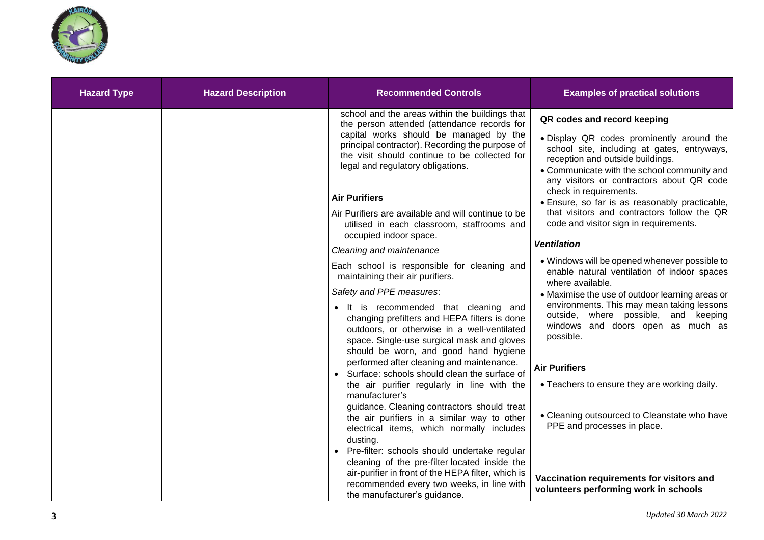| Hazard Type | Hazard Description | Recommended Controls | Examples of practical solutions |
|---|---|---|---|
| | | school and the areas within the buildings that the person attended (attendance records for capital works should be managed by the principal contractor). Recording the purpose of the visit should continue to be collected for legal and regulatory obligations.<br><br>**Air Purifiers**<br><br>Air Purifiers are available and will continue to be utilised in each classroom, staffrooms and occupied indoor space.<br><br>*Cleaning and maintenance*<br><br>Each school is responsible for cleaning and maintaining their air purifiers.<br><br>*Safety and PPE measures*:<br><br>• It is recommended that cleaning and changing prefilters and HEPA filters is done outdoors, or otherwise in a well-ventilated space. Single-use surgical mask and gloves should be worn, and good hand hygiene performed after cleaning and maintenance.<br>• Surface: schools should clean the surface of the air purifier regularly in line with the manufacturer's guidance. Cleaning contractors should treat the air purifiers in a similar way to other electrical items, which normally includes dusting.<br>• Pre-filter: schools should undertake regular cleaning of the pre-filter located inside the air-purifier in front of the HEPA filter, which is recommended every two weeks, in line with the manufacturer's guidance. | **QR codes and record keeping**<br><br>• Display QR codes prominently around the school site, including at gates, entryways, reception and outside buildings.<br>• Communicate with the school community and any visitors or contractors about QR code check in requirements.<br>• Ensure, so far is as reasonably practicable, that visitors and contractors follow the QR code and visitor sign in requirements.<br><br>***Ventilation***<br><br>• Windows will be opened whenever possible to enable natural ventilation of indoor spaces where available.<br>• Maximise the use of outdoor learning areas or environments. This may mean taking lessons outside, where possible, and keeping windows and doors open as much as possible.<br><br>**Air Purifiers**<br><br>• Teachers to ensure they are working daily.<br><br>• Cleaning outsourced to Cleanstate who have PPE and processes in place.<br><br>**Vaccination requirements for visitors and volunteers performing work in schools** |

*Updated 30 March 2022*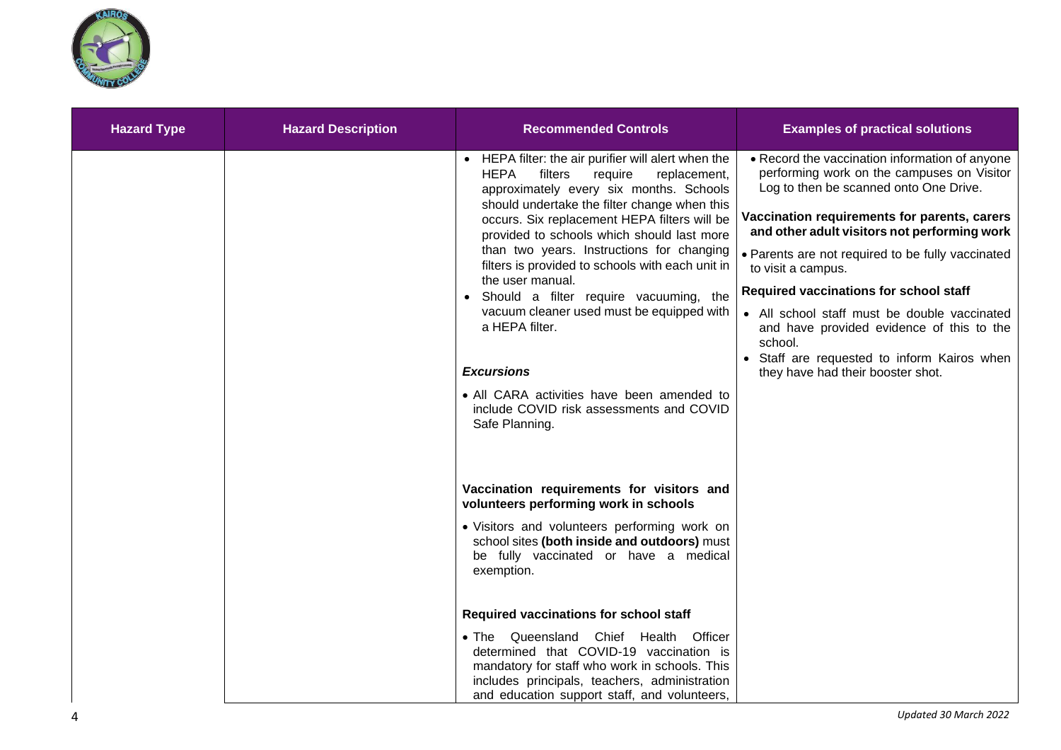| Hazard Type | Hazard Description | Recommended Controls | Examples of practical solutions |
|---|---|---|---|
| | | • HEPA filter: the air purifier will alert when the HEPA filters require replacement, approximately every six months. Schools should undertake the filter change when this occurs. Six replacement HEPA filters will be provided to schools which should last more than two years. Instructions for changing filters is provided to schools with each unit in the user manual.<br>• Should a filter require vacuuming, the vacuum cleaner used must be equipped with a HEPA filter.<br><br>***Excursions***<br>• All CARA activities have been amended to include COVID risk assessments and COVID Safe Planning.<br><br>**Vaccination requirements for visitors and volunteers performing work in schools**<br>• Visitors and volunteers performing work on school sites **(both inside and outdoors)** must be fully vaccinated or have a medical exemption.<br><br>**Required vaccinations for school staff**<br>• The Queensland Chief Health Officer determined that COVID-19 vaccination is mandatory for staff who work in schools. This includes principals, teachers, administration and education support staff, and volunteers, | • Record the vaccination information of anyone performing work on the campuses on Visitor Log to then be scanned onto One Drive.<br><br>**Vaccination requirements for parents, carers and other adult visitors not performing work**<br>• Parents are not required to be fully vaccinated to visit a campus.<br><br>**Required vaccinations for school staff**<br>• All school staff must be double vaccinated and have provided evidence of this to the school.<br>• Staff are requested to inform Kairos when they have had their booster shot. |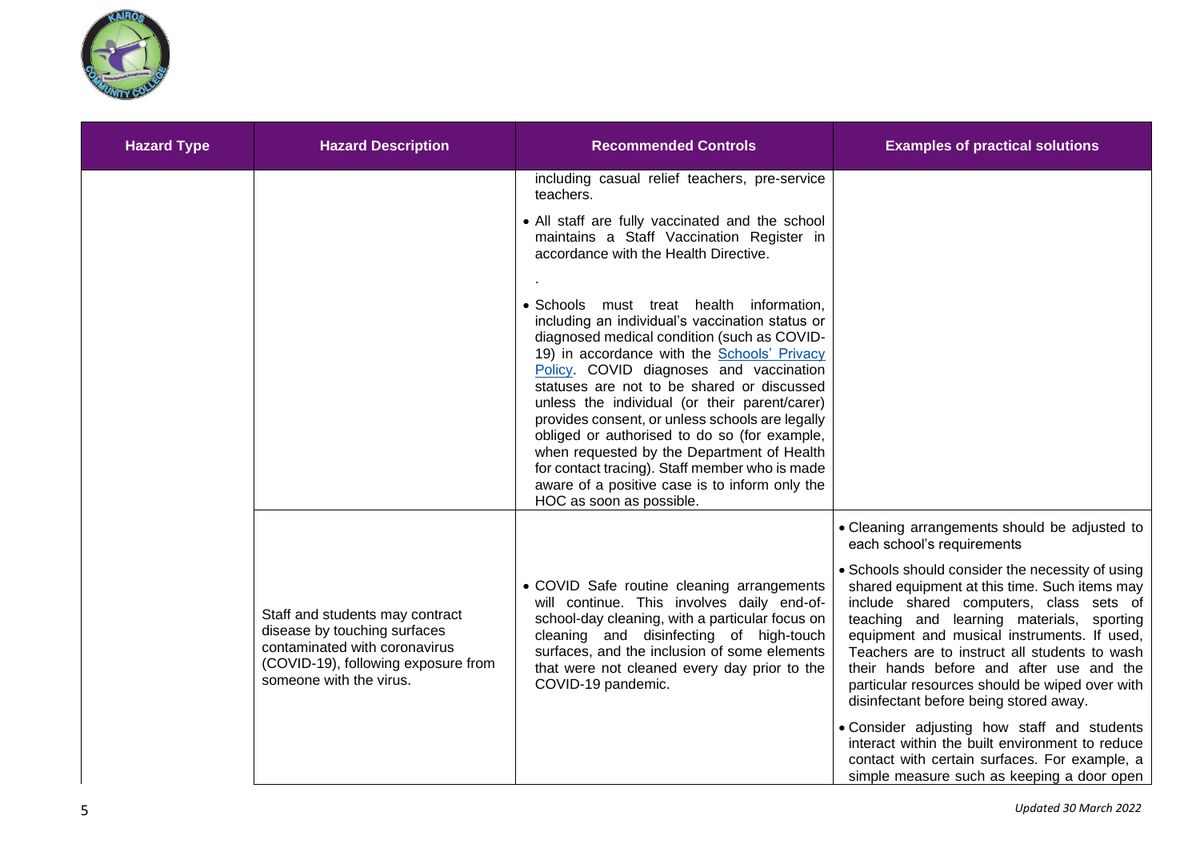| Hazard Type | Hazard Description | Recommended Controls | Examples of practical solutions |
|---|---|---|---|
| | | including casual relief teachers, pre-service teachers.<br><br>• All staff are fully vaccinated and the school maintains a Staff Vaccination Register in accordance with the Health Directive.<br><br>.<br><br>• Schools must treat health information, including an individual's vaccination status or diagnosed medical condition (such as COVID-19) in accordance with the [Schools' Privacy Policy](). COVID diagnoses and vaccination statuses are not to be shared or discussed unless the individual (or their parent/carer) provides consent, or unless schools are legally obliged or authorised to do so (for example, when requested by the Department of Health for contact tracing). Staff member who is made aware of a positive case is to inform only the HOC as soon as possible. | |
| | Staff and students may contract disease by touching surfaces contaminated with coronavirus (COVID-19), following exposure from someone with the virus. | • COVID Safe routine cleaning arrangements will continue. This involves daily end-of-school-day cleaning, with a particular focus on cleaning and disinfecting of high-touch surfaces, and the inclusion of some elements that were not cleaned every day prior to the COVID-19 pandemic. | • Cleaning arrangements should be adjusted to each school's requirements<br><br>• Schools should consider the necessity of using shared equipment at this time. Such items may include shared computers, class sets of teaching and learning materials, sporting equipment and musical instruments. If used, Teachers are to instruct all students to wash their hands before and after use and the particular resources should be wiped over with disinfectant before being stored away.<br><br>• Consider adjusting how staff and students interact within the built environment to reduce contact with certain surfaces. For example, a simple measure such as keeping a door open |

*Updated 30 March 2022*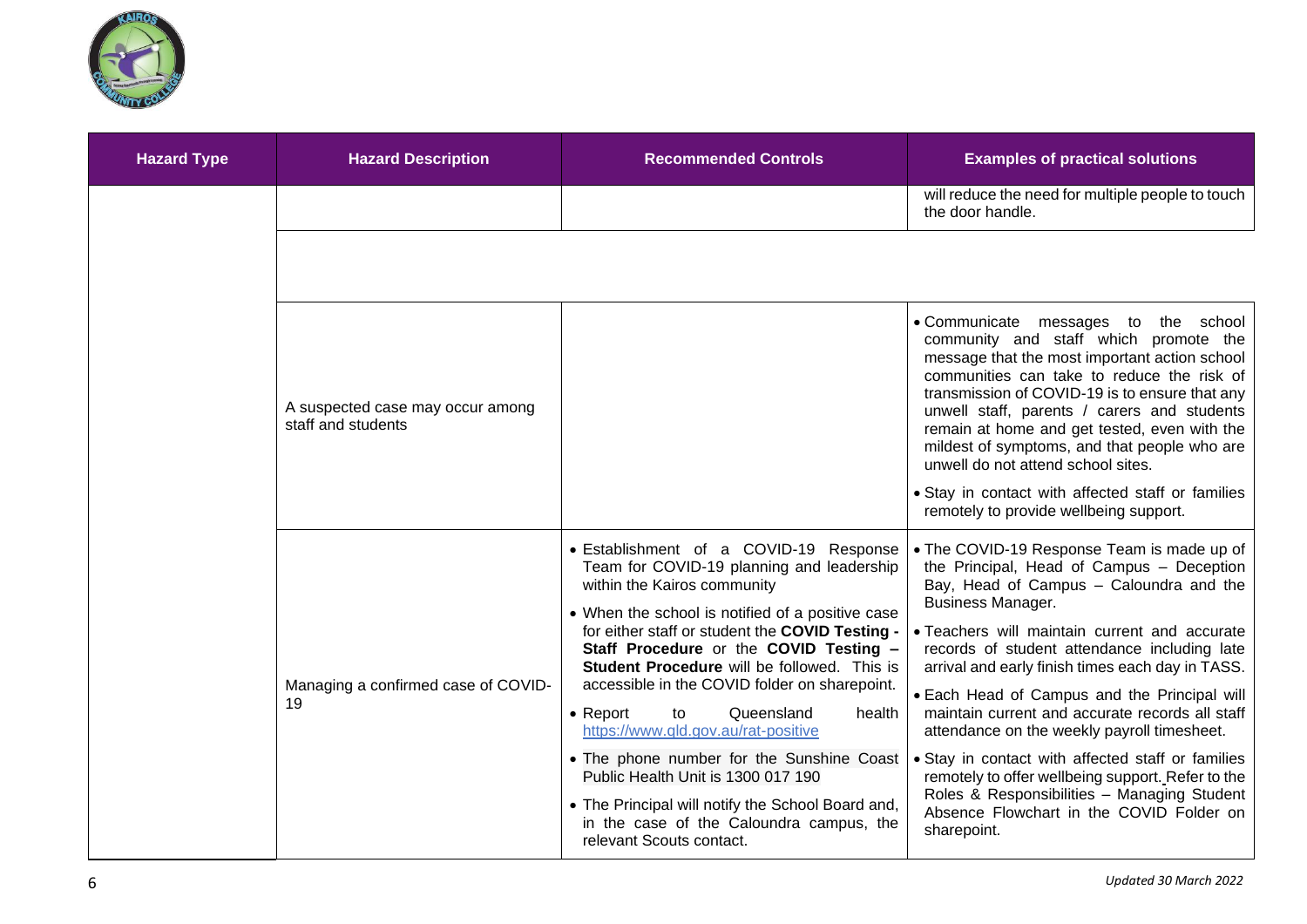| Hazard Type | Hazard Description | Recommended Controls | Examples of practical solutions |
|---|---|---|---|
| | | | will reduce the need for multiple people to touch the door handle. |
| | A suspected case may occur among staff and students | | • Communicate messages to the school community and staff which promote the message that the most important action school communities can take to reduce the risk of transmission of COVID-19 is to ensure that any unwell staff, parents / carers and students remain at home and get tested, even with the mildest of symptoms, and that people who are unwell do not attend school sites.<br>• Stay in contact with affected staff or families remotely to provide wellbeing support. |
| | Managing a confirmed case of COVID-19 | • Establishment of a COVID-19 Response Team for COVID-19 planning and leadership within the Kairos community<br>• When the school is notified of a positive case for either staff or student the **COVID Testing - Staff Procedure** or the **COVID Testing – Student Procedure** will be followed. This is accessible in the COVID folder on sharepoint.<br>• Report to Queensland health https://www.qld.gov.au/rat-positive<br>• The phone number for the Sunshine Coast Public Health Unit is 1300 017 190<br>• The Principal will notify the School Board and, in the case of the Caloundra campus, the relevant Scouts contact. | • The COVID-19 Response Team is made up of the Principal, Head of Campus – Deception Bay, Head of Campus – Caloundra and the Business Manager.<br>• Teachers will maintain current and accurate records of student attendance including late arrival and early finish times each day in TASS.<br>• Each Head of Campus and the Principal will maintain current and accurate records all staff attendance on the weekly payroll timesheet.<br>• Stay in contact with affected staff or families remotely to offer wellbeing support. Refer to the Roles & Responsibilities – Managing Student Absence Flowchart in the COVID Folder on sharepoint. |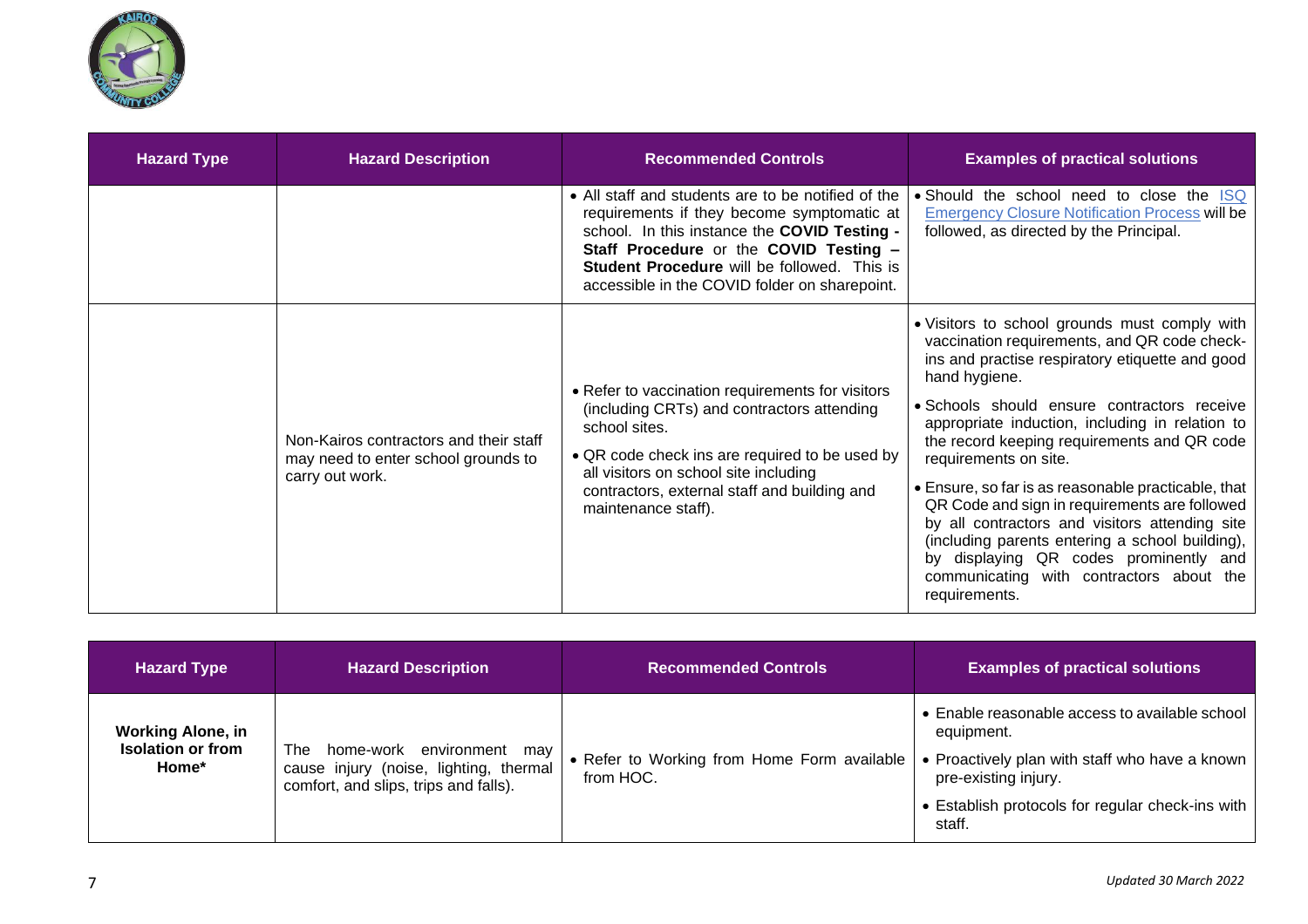| Hazard Type | Hazard Description | Recommended Controls | Examples of practical solutions |
|---|---|---|---|
| | | • All staff and students are to be notified of the requirements if they become symptomatic at school. In this instance the **COVID Testing - Staff Procedure** or the **COVID Testing – Student Procedure** will be followed. This is accessible in the COVID folder on sharepoint. | • Should the school need to close the ISQ Emergency Closure Notification Process will be followed, as directed by the Principal. |
| | Non-Kairos contractors and their staff may need to enter school grounds to carry out work. | • Refer to vaccination requirements for visitors (including CRTs) and contractors attending school sites.<br>• QR code check ins are required to be used by all visitors on school site including contractors, external staff and building and maintenance staff). | • Visitors to school grounds must comply with vaccination requirements, and QR code check-ins and practise respiratory etiquette and good hand hygiene.<br>• Schools should ensure contractors receive appropriate induction, including in relation to the record keeping requirements and QR code requirements on site.<br>• Ensure, so far is as reasonable practicable, that QR Code and sign in requirements are followed by all contractors and visitors attending site (including parents entering a school building), by displaying QR codes prominently and communicating with contractors about the requirements. |

| Hazard Type | Hazard Description | Recommended Controls | Examples of practical solutions |
|---|---|---|---|
| **Working Alone, in Isolation or from Home*** | The home-work environment may cause injury (noise, lighting, thermal comfort, and slips, trips and falls). | • Refer to Working from Home Form available from HOC. | • Enable reasonable access to available school equipment.<br>• Proactively plan with staff who have a known pre-existing injury.<br>• Establish protocols for regular check-ins with staff. |

*Updated 30 March 2022*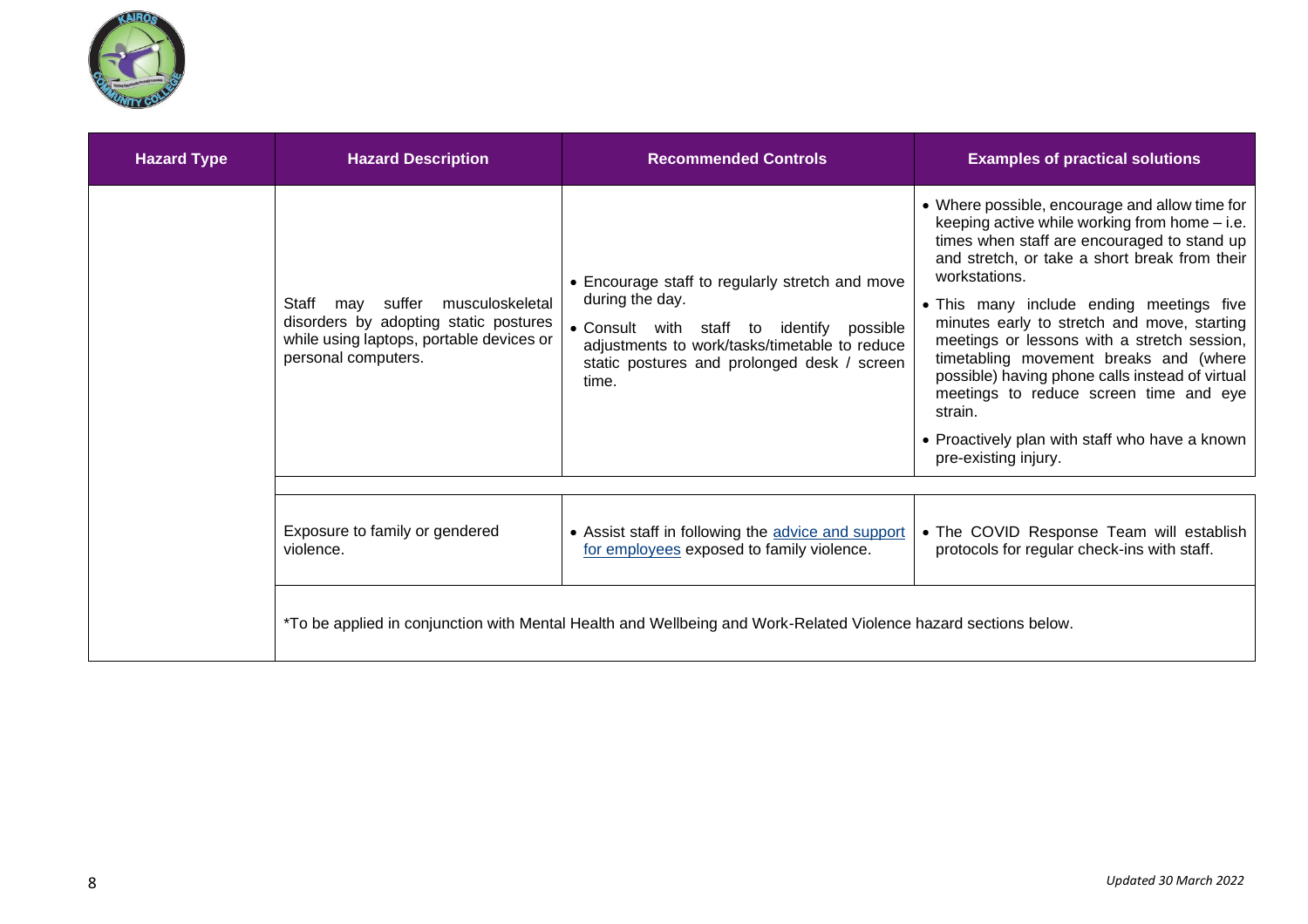| Hazard Type | Hazard Description | Recommended Controls | Examples of practical solutions |
|---|---|---|---|
| | Staff may suffer musculoskeletal disorders by adopting static postures while using laptops, portable devices or personal computers. | • Encourage staff to regularly stretch and move during the day.<br>• Consult with staff to identify possible adjustments to work/tasks/timetable to reduce static postures and prolonged desk / screen time. | • Where possible, encourage and allow time for keeping active while working from home – i.e. times when staff are encouraged to stand up and stretch, or take a short break from their workstations.<br>• This many include ending meetings five minutes early to stretch and move, starting meetings or lessons with a stretch session, timetabling movement breaks and (where possible) having phone calls instead of virtual meetings to reduce screen time and eye strain.<br>• Proactively plan with staff who have a known pre-existing injury. |
| | Exposure to family or gendered violence. | • Assist staff in following the advice and support for employees exposed to family violence. | • The COVID Response Team will establish protocols for regular check-ins with staff. |
| | *To be applied in conjunction with Mental Health and Wellbeing and Work-Related Violence hazard sections below. | | |

*Updated 30 March 2022*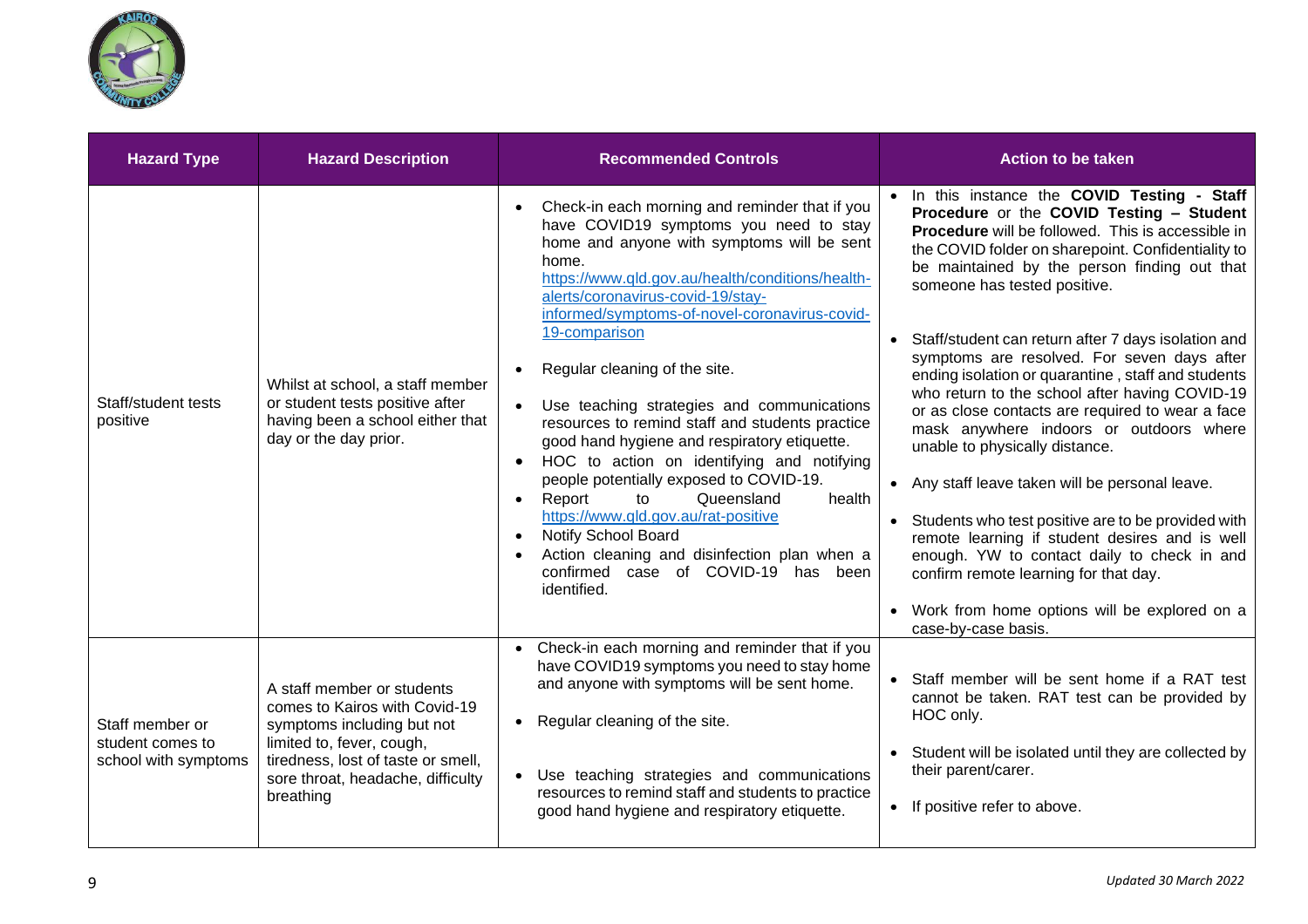| Hazard Type | Hazard Description | Recommended Controls | Action to be taken |
|---|---|---|---|
| Staff/student tests positive | Whilst at school, a staff member or student tests positive after having been a school either that day or the day prior. | • Check-in each morning and reminder that if you have COVID19 symptoms you need to stay home and anyone with symptoms will be sent home. https://www.qld.gov.au/health/conditions/health-alerts/coronavirus-covid-19/stay-informed/symptoms-of-novel-coronavirus-covid-19-comparison<br>• Regular cleaning of the site.<br>• Use teaching strategies and communications resources to remind staff and students practice good hand hygiene and respiratory etiquette.<br>• HOC to action on identifying and notifying people potentially exposed to COVID-19.<br>• Report to Queensland health https://www.qld.gov.au/rat-positive<br>• Notify School Board<br>• Action cleaning and disinfection plan when a confirmed case of COVID-19 has been identified. | • In this instance the **COVID Testing - Staff Procedure** or the **COVID Testing – Student Procedure** will be followed. This is accessible in the COVID folder on sharepoint. Confidentiality to be maintained by the person finding out that someone has tested positive.<br>• Staff/student can return after 7 days isolation and symptoms are resolved. For seven days after ending isolation or quarantine , staff and students who return to the school after having COVID-19 or as close contacts are required to wear a face mask anywhere indoors or outdoors where unable to physically distance.<br>• Any staff leave taken will be personal leave.<br>• Students who test positive are to be provided with remote learning if student desires and is well enough. YW to contact daily to check in and confirm remote learning for that day.<br>• Work from home options will be explored on a case-by-case basis. |
| Staff member or student comes to school with symptoms | A staff member or students comes to Kairos with Covid-19 symptoms including but not limited to, fever, cough, tiredness, lost of taste or smell, sore throat, headache, difficulty breathing | • Check-in each morning and reminder that if you have COVID19 symptoms you need to stay home and anyone with symptoms will be sent home.<br>• Regular cleaning of the site.<br>• Use teaching strategies and communications resources to remind staff and students to practice good hand hygiene and respiratory etiquette. | • Staff member will be sent home if a RAT test cannot be taken. RAT test can be provided by HOC only.<br>• Student will be isolated until they are collected by their parent/carer.<br>• If positive refer to above. |

*Updated 30 March 2022*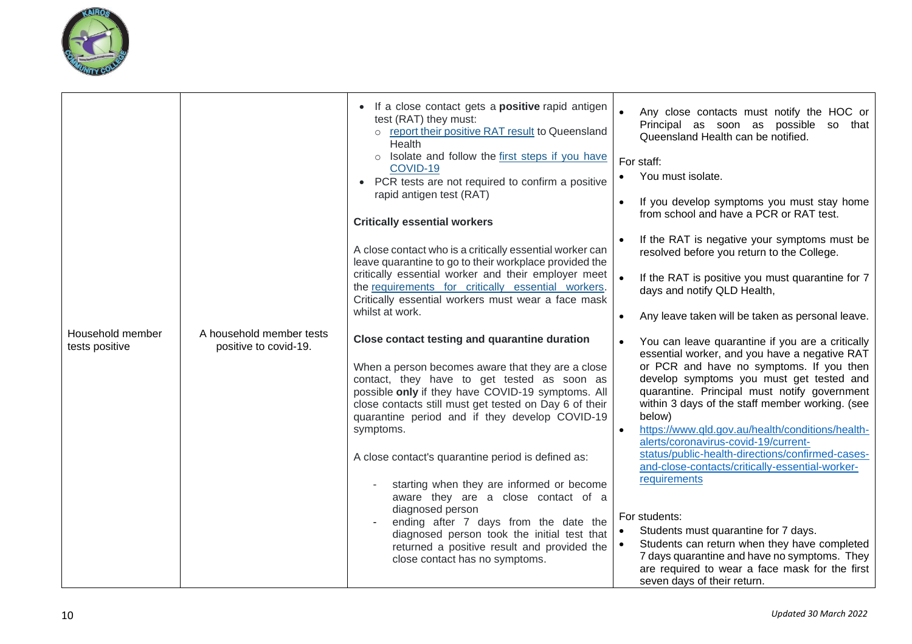| Household member tests positive | A household member tests positive to covid-19. | • If a close contact gets a **positive** rapid antigen test (RAT) they must:<br>○ [report their positive RAT result]() to Queensland Health<br>○ Isolate and follow the [first steps if you have COVID-19]()<br>• PCR tests are not required to confirm a positive rapid antigen test (RAT)<br><br>**Critically essential workers**<br><br>A close contact who is a critically essential worker can leave quarantine to go to their workplace provided the critically essential worker and their employer meet the [requirements for critically essential workers](). Critically essential workers must wear a face mask whilst at work.<br><br>**Close contact testing and quarantine duration**<br><br>When a person becomes aware that they are a close contact, they have to get tested as soon as possible **only** if they have COVID-19 symptoms. All close contacts still must get tested on Day 6 of their quarantine period and if they develop COVID-19 symptoms.<br><br>A close contact's quarantine period is defined as:<br><br>- starting when they are informed or become aware they are a close contact of a diagnosed person<br>- ending after 7 days from the date the diagnosed person took the initial test that returned a positive result and provided the close contact has no symptoms. | • Any close contacts must notify the HOC or Principal as soon as possible so that Queensland Health can be notified.<br><br>For staff:<br>• You must isolate.<br>• If you develop symptoms you must stay home from school and have a PCR or RAT test.<br>• If the RAT is negative your symptoms must be resolved before you return to the College.<br>• If the RAT is positive you must quarantine for 7 days and notify QLD Health,<br>• Any leave taken will be taken as personal leave.<br>• You can leave quarantine if you are a critically essential worker, and you have a negative RAT or PCR and have no symptoms. If you then develop symptoms you must get tested and quarantine. Principal must notify government within 3 days of the staff member working. (see below)<br>• https://www.qld.gov.au/health/conditions/health-alerts/coronavirus-covid-19/current-status/public-health-directions/confirmed-cases-and-close-contacts/critically-essential-worker-requirements<br><br>For students:<br>• Students must quarantine for 7 days.<br>• Students can return when they have completed 7 days quarantine and have no symptoms. They are required to wear a face mask for the first seven days of their return. |
|---|---|---|---|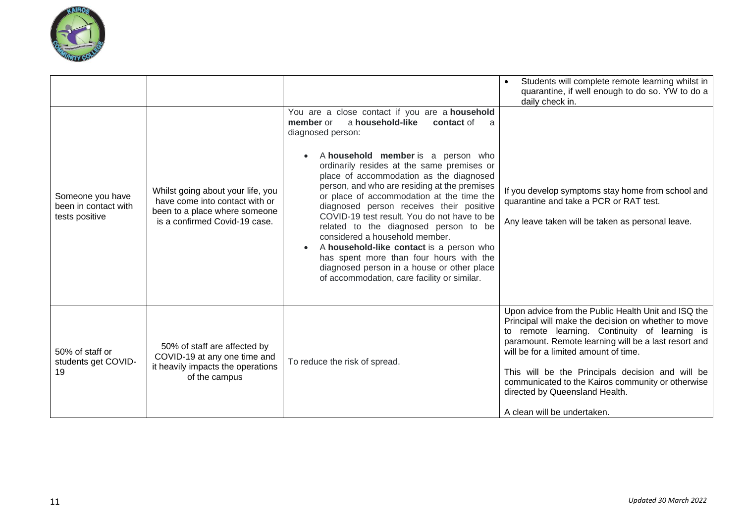| | | | |
|---|---|---|---|
| | | | • Students will complete remote learning whilst in quarantine, if well enough to do so. YW to do a daily check in. |
| Someone you have been in contact with tests positive | Whilst going about your life, you have come into contact with or been to a place where someone is a confirmed Covid-19 case. | You are a close contact if you are a **household member** or a **household-like contact** of a diagnosed person:<br><br>• A **household member** is a person who ordinarily resides at the same premises or place of accommodation as the diagnosed person, and who are residing at the premises or place of accommodation at the time the diagnosed person receives their positive COVID-19 test result. You do not have to be related to the diagnosed person to be considered a household member.<br>• A **household-like contact** is a person who has spent more than four hours with the diagnosed person in a house or other place of accommodation, care facility or similar. | If you develop symptoms stay home from school and quarantine and take a PCR or RAT test.<br><br>Any leave taken will be taken as personal leave. |
| 50% of staff or students get COVID-19 | 50% of staff are affected by COVID-19 at any one time and it heavily impacts the operations of the campus | To reduce the risk of spread. | Upon advice from the Public Health Unit and ISQ the Principal will make the decision on whether to move to remote learning. Continuity of learning is paramount. Remote learning will be a last resort and will be for a limited amount of time.<br><br>This will be the Principals decision and will be communicated to the Kairos community or otherwise directed by Queensland Health.<br><br>A clean will be undertaken. |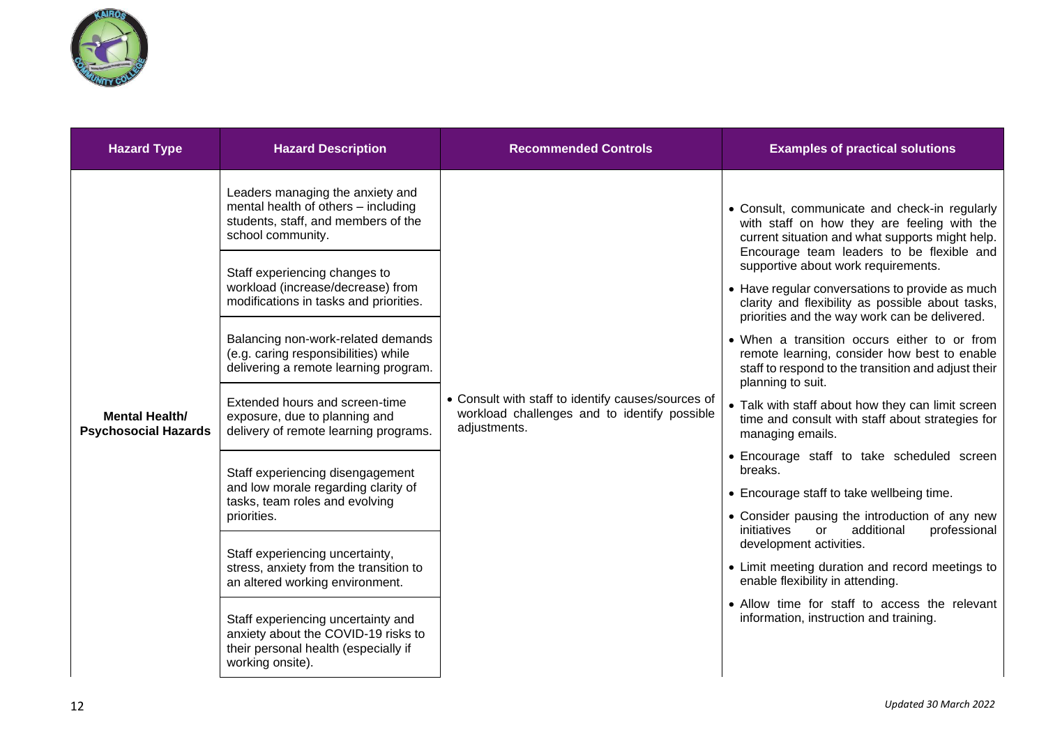| Hazard Type | Hazard Description | Recommended Controls | Examples of practical solutions |
|---|---|---|---|
| **Mental Health/ Psychosocial Hazards** | Leaders managing the anxiety and mental health of others – including students, staff, and members of the school community. | • Consult with staff to identify causes/sources of workload challenges and to identify possible adjustments. | • Consult, communicate and check-in regularly with staff on how they are feeling with the current situation and what supports might help. Encourage team leaders to be flexible and supportive about work requirements.<br>• Have regular conversations to provide as much clarity and flexibility as possible about tasks, priorities and the way work can be delivered.<br>• When a transition occurs either to or from remote learning, consider how best to enable staff to respond to the transition and adjust their planning to suit.<br>• Talk with staff about how they can limit screen time and consult with staff about strategies for managing emails.<br>• Encourage staff to take scheduled screen breaks.<br>• Encourage staff to take wellbeing time.<br>• Consider pausing the introduction of any new initiatives or additional professional development activities.<br>• Limit meeting duration and record meetings to enable flexibility in attending.<br>• Allow time for staff to access the relevant information, instruction and training. |
| | Staff experiencing changes to workload (increase/decrease) from modifications in tasks and priorities. | | |
| | Balancing non-work-related demands (e.g. caring responsibilities) while delivering a remote learning program. | | |
| | Extended hours and screen-time exposure, due to planning and delivery of remote learning programs. | | |
| | Staff experiencing disengagement and low morale regarding clarity of tasks, team roles and evolving priorities. | | |
| | Staff experiencing uncertainty, stress, anxiety from the transition to an altered working environment. | | |
| | Staff experiencing uncertainty and anxiety about the COVID-19 risks to their personal health (especially if working onsite). | | |

*Updated 30 March 2022*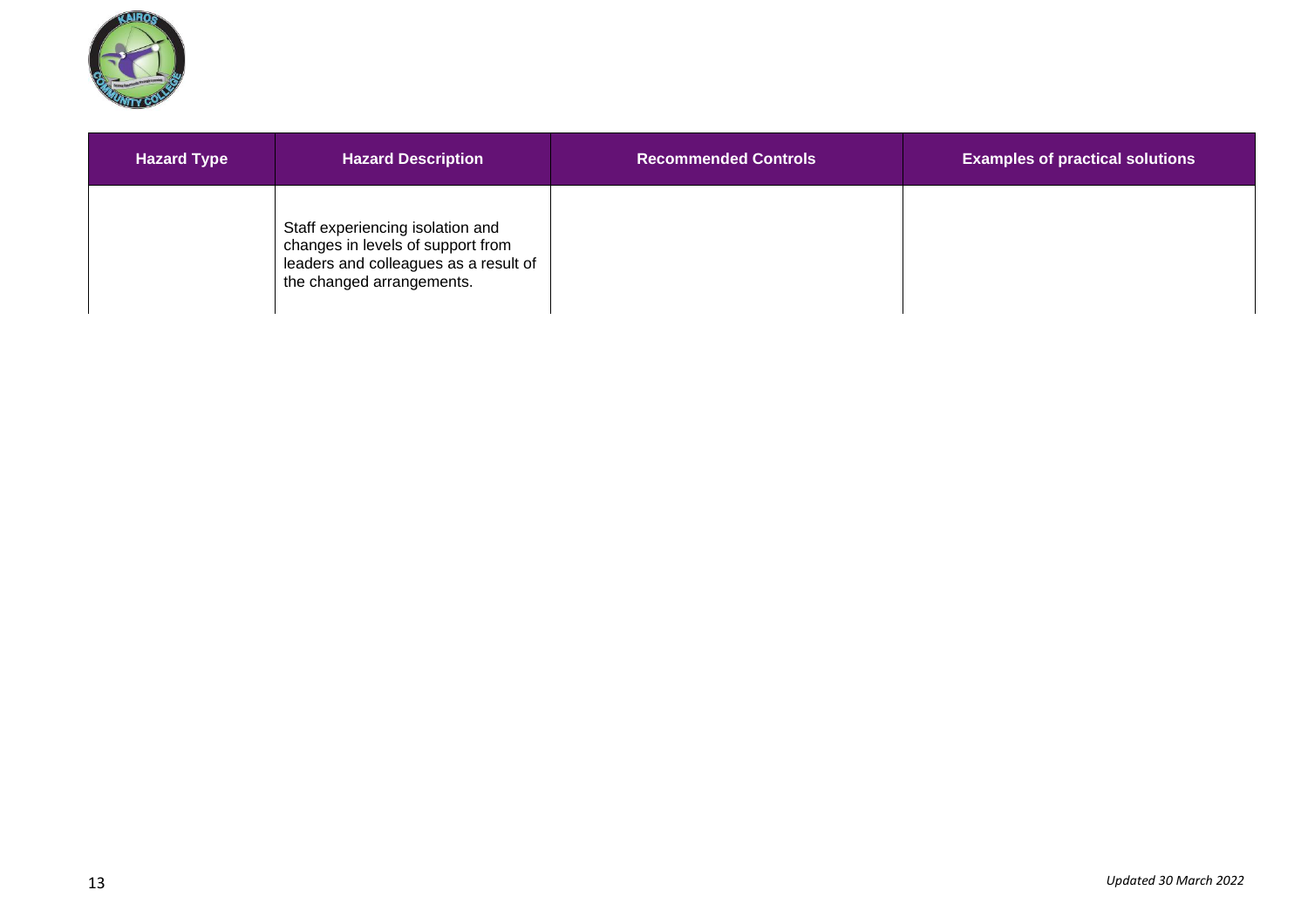| Hazard Type | Hazard Description | Recommended Controls | Examples of practical solutions |
| --- | --- | --- | --- |
| | Staff experiencing isolation and changes in levels of support from leaders and colleagues as a result of the changed arrangements. | | |